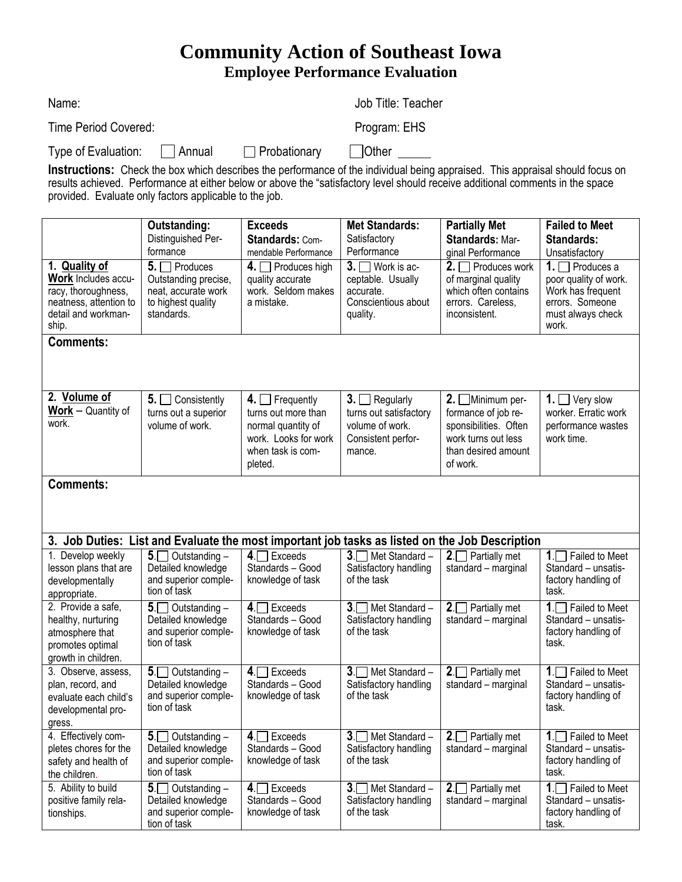# Community Action of Southeast Iowa

## Employee Performance Evaluation

Name: Job Title: Teacher

Time Period Covered: Program: EHS

Type of Evaluation: ☐ Annual ☐ Probationary ☐ Other _____

**Instructions:** Check the box which describes the performance of the individual being appraised. This appraisal should focus on results achieved. Performance at either below or above the "satisfactory level should receive additional comments in the space provided. Evaluate only factors applicable to the job.

| | **Outstanding:** Distinguished Performance | **Exceeds Standards:** Commendable Performance | **Met Standards:** Satisfactory Performance | **Partially Met Standards:** Marginal Performance | **Failed to Meet Standards:** Unsatisfactory |
|---|---|---|---|---|---|
| **1. Quality of Work** Includes accuracy, thoroughness, neatness, attention to detail and workmanship. | **5.** ☐ Produces Outstanding precise, neat, accurate work to highest quality standards. | **4.** ☐ Produces high quality accurate work. Seldom makes a mistake. | **3.** ☐ Work is acceptable. Usually accurate. Conscientious about quality. | **2.** ☐ Produces work of marginal quality which often contains errors. Careless, inconsistent. | **1.** ☐ Produces a poor quality of work. Work has frequent errors. Someone must always check work. |
| **Comments:** | | | | | |
| **2. Volume of Work** – Quantity of work. | **5.** ☐ Consistently turns out a superior volume of work. | **4.** ☐ Frequently turns out more than normal quantity of work. Looks for work when task is completed. | **3.** ☐ Regularly turns out satisfactory volume of work. Consistent performance. | **2.** ☐ Minimum performance of job responsibilities. Often work turns out less than desired amount of work. | **1.** ☐ Very slow worker. Erratic work performance wastes work time. |
| **Comments:** | | | | | |
| **3. Job Duties: List and Evaluate the most important job tasks as listed on the Job Description** | | | | | |
| 1. Develop weekly lesson plans that are developmentally appropriate. | **5.** ☐ Outstanding – Detailed knowledge and superior completion of task | **4.** ☐ Exceeds Standards – Good knowledge of task | **3.** ☐ Met Standard – Satisfactory handling of the task | **2.** ☐ Partially met standard – marginal | **1.** ☐ Failed to Meet Standard – unsatisfactory handling of task. |
| 2. Provide a safe, healthy, nurturing atmosphere that promotes optimal growth in children. | **5.** ☐ Outstanding – Detailed knowledge and superior completion of task | **4.** ☐ Exceeds Standards – Good knowledge of task | **3.** ☐ Met Standard – Satisfactory handling of the task | **2.** ☐ Partially met standard – marginal | **1.** ☐ Failed to Meet Standard – unsatisfactory handling of task. |
| 3. Observe, assess, plan, record, and evaluate each child's developmental progress. | **5.** ☐ Outstanding – Detailed knowledge and superior completion of task | **4.** ☐ Exceeds Standards – Good knowledge of task | **3.** ☐ Met Standard – Satisfactory handling of the task | **2.** ☐ Partially met standard – marginal | **1.** ☐ Failed to Meet Standard – unsatisfactory handling of task. |
| 4. Effectively completes chores for the safety and health of the children. | **5.** ☐ Outstanding – Detailed knowledge and superior completion of task | **4.** ☐ Exceeds Standards – Good knowledge of task | **3.** ☐ Met Standard – Satisfactory handling of the task | **2.** ☐ Partially met standard – marginal | **1.** ☐ Failed to Meet Standard – unsatisfactory handling of task. |
| 5. Ability to build positive family relationships. | **5.** ☐ Outstanding – Detailed knowledge and superior completion of task | **4.** ☐ Exceeds Standards – Good knowledge of task | **3.** ☐ Met Standard – Satisfactory handling of the task | **2.** ☐ Partially met standard – marginal | **1.** ☐ Failed to Meet Standard – unsatisfactory handling of task. |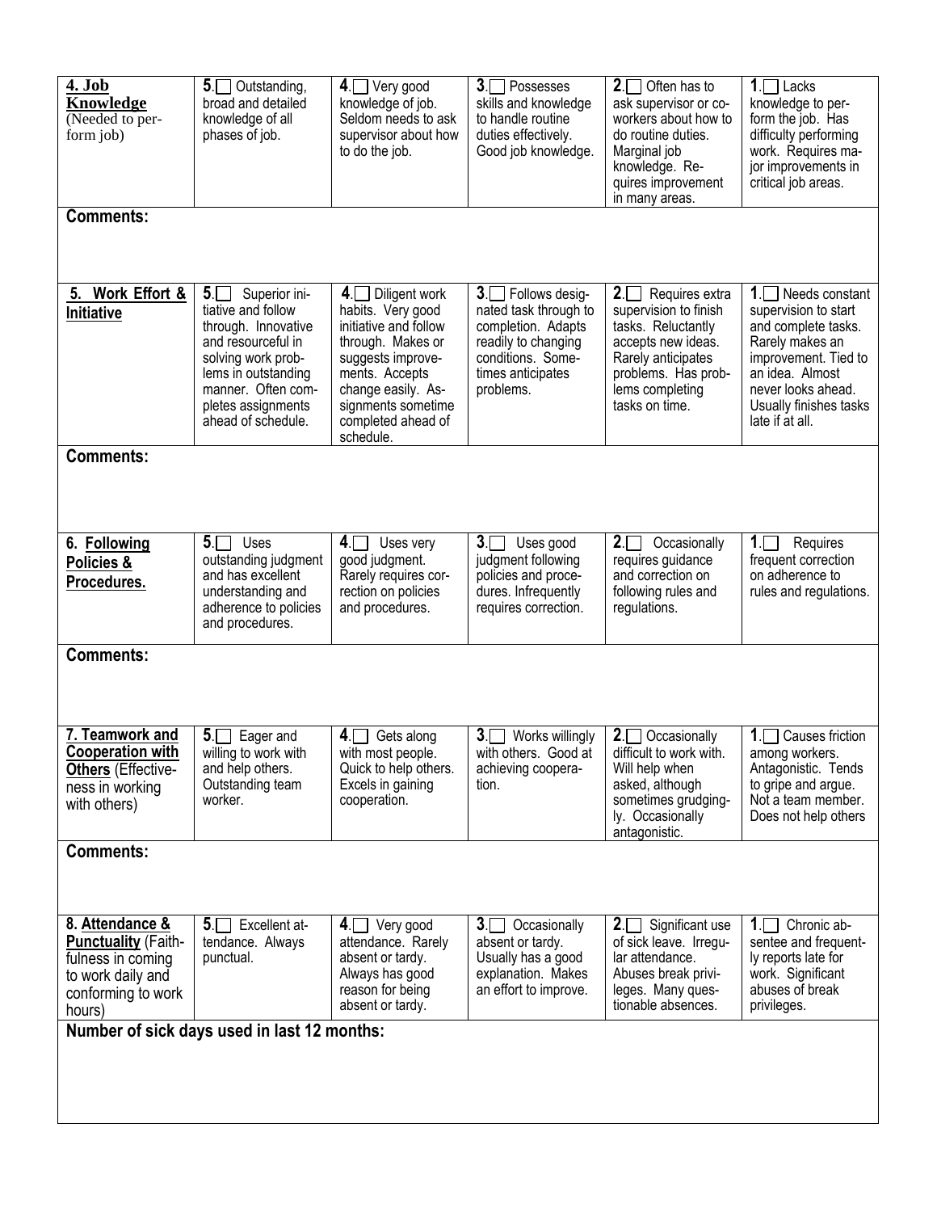| 4. Job Knowledge (Needed to perform job) | 5. ☐ Outstanding, broad and detailed knowledge of all phases of job. | 4. ☐ Very good knowledge of job. Seldom needs to ask supervisor about how to do the job. | 3. ☐ Possesses skills and knowledge to handle routine duties effectively. Good job knowledge. | 2. ☐ Often has to ask supervisor or coworkers about how to do routine duties. Marginal job knowledge. Requires improvement in many areas. | 1. ☐ Lacks knowledge to perform the job. Has difficulty performing work. Requires major improvements in critical job areas. |
|---|---|---|---|---|---|
| **Comments:** | | | | | |
| **5. Work Effort & Initiative** | 5. ☐ Superior initiative and follow through. Innovative and resourceful in solving work problems in outstanding manner. Often completes assignments ahead of schedule. | 4. ☐ Diligent work habits. Very good initiative and follow through. Makes or suggests improvements. Accepts change easily. Assignments sometime completed ahead of schedule. | 3. ☐ Follows designated task through to completion. Adapts readily to changing conditions. Sometimes anticipates problems. | 2. ☐ Requires extra supervision to finish tasks. Reluctantly accepts new ideas. Rarely anticipates problems. Has problems completing tasks on time. | 1. ☐ Needs constant supervision to start and complete tasks. Rarely makes an improvement. Tied to an idea. Almost never looks ahead. Usually finishes tasks late if at all. |
| **Comments:** | | | | | |
| **6. Following Policies & Procedures.** | 5. ☐ Uses outstanding judgment and has excellent understanding and adherence to policies and procedures. | 4. ☐ Uses very good judgment. Rarely requires correction on policies and procedures. | 3. ☐ Uses good judgment following policies and procedures. Infrequently requires correction. | 2. ☐ Occasionally requires guidance and correction on following rules and regulations. | 1. ☐ Requires frequent correction on adherence to rules and regulations. |
| **Comments:** | | | | | |
| **7. Teamwork and Cooperation with Others** (Effectiveness in working with others) | 5. ☐ Eager and willing to work with and help others. Outstanding team worker. | 4. ☐ Gets along with most people. Quick to help others. Excels in gaining cooperation. | 3. ☐ Works willingly with others. Good at achieving cooperation. | 2. ☐ Occasionally difficult to work with. Will help when asked, although sometimes grudgingly. Occasionally antagonistic. | 1. ☐ Causes friction among workers. Antagonistic. Tends to gripe and argue. Not a team member. Does not help others |
| **Comments:** | | | | | |
| **8. Attendance & Punctuality** (Faithfulness in coming to work daily and conforming to work hours) | 5. ☐ Excellent attendance. Always punctual. | 4. ☐ Very good attendance. Rarely absent or tardy. Always has good reason for being absent or tardy. | 3. ☐ Occasionally absent or tardy. Usually has a good explanation. Makes an effort to improve. | 2. ☐ Significant use of sick leave. Irregular attendance. Abuses break privileges. Many questionable absences. | 1. ☐ Chronic absentee and frequently reports late for work. Significant abuses of break privileges. |
| **Number of sick days used in last 12 months:** | | | | | |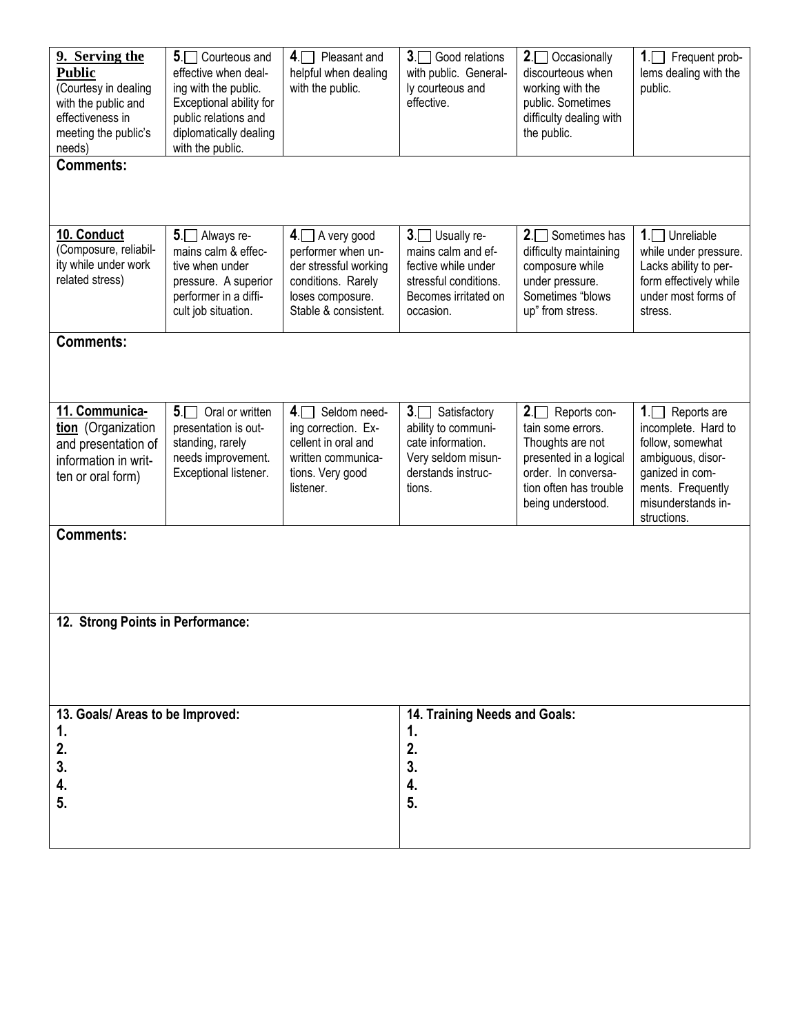| **9. Serving the Public** (Courtesy in dealing with the public and effectiveness in meeting the public's needs) | **5.** ☐ Courteous and effective when dealing with the public. Exceptional ability for public relations and diplomatically dealing with the public. | **4.** ☐ Pleasant and helpful when dealing with the public. | **3.** ☐ Good relations with public. Generally courteous and effective. | **2.** ☐ Occasionally discourteous when working with the public. Sometimes difficulty dealing with the public. | **1.** ☐ Frequent problems dealing with the public. |
|---|---|---|---|---|---|

**Comments:**

| **10. Conduct** (Composure, reliability while under work related stress) | **5.** ☐ Always remains calm & effective when under pressure. A superior performer in a difficult job situation. | **4.** ☐ A very good performer when under stressful working conditions. Rarely loses composure. Stable & consistent. | **3.** ☐ Usually remains calm and effective while under stressful conditions. Becomes irritated on occasion. | **2.** ☐ Sometimes has difficulty maintaining composure while under pressure. Sometimes "blows up" from stress. | **1.** ☐ Unreliable while under pressure. Lacks ability to perform effectively while under most forms of stress. |
|---|---|---|---|---|---|

**Comments:**

| **11. Communication** (Organization and presentation of information in written or oral form) | **5.** ☐ Oral or written presentation is outstanding, rarely needs improvement. Exceptional listener. | **4.** ☐ Seldom needing correction. Excellent in oral and written communications. Very good listener. | **3.** ☐ Satisfactory ability to communicate information. Very seldom misunderstands instructions. | **2.** ☐ Reports contain some errors. Thoughts are not presented in a logical order. In conversation often has trouble being understood. | **1.** ☐ Reports are incomplete. Hard to follow, somewhat ambiguous, disorganized in comments. Frequently misunderstands instructions. |
|---|---|---|---|---|---|

**Comments:**

**12. Strong Points in Performance:**

| **13. Goals/ Areas to be Improved:** | **14. Training Needs and Goals:** |
|---|---|
| **1.** | **1.** |
| **2.** | **2.** |
| **3.** | **3.** |
| **4.** | **4.** |
| **5.** | **5.** |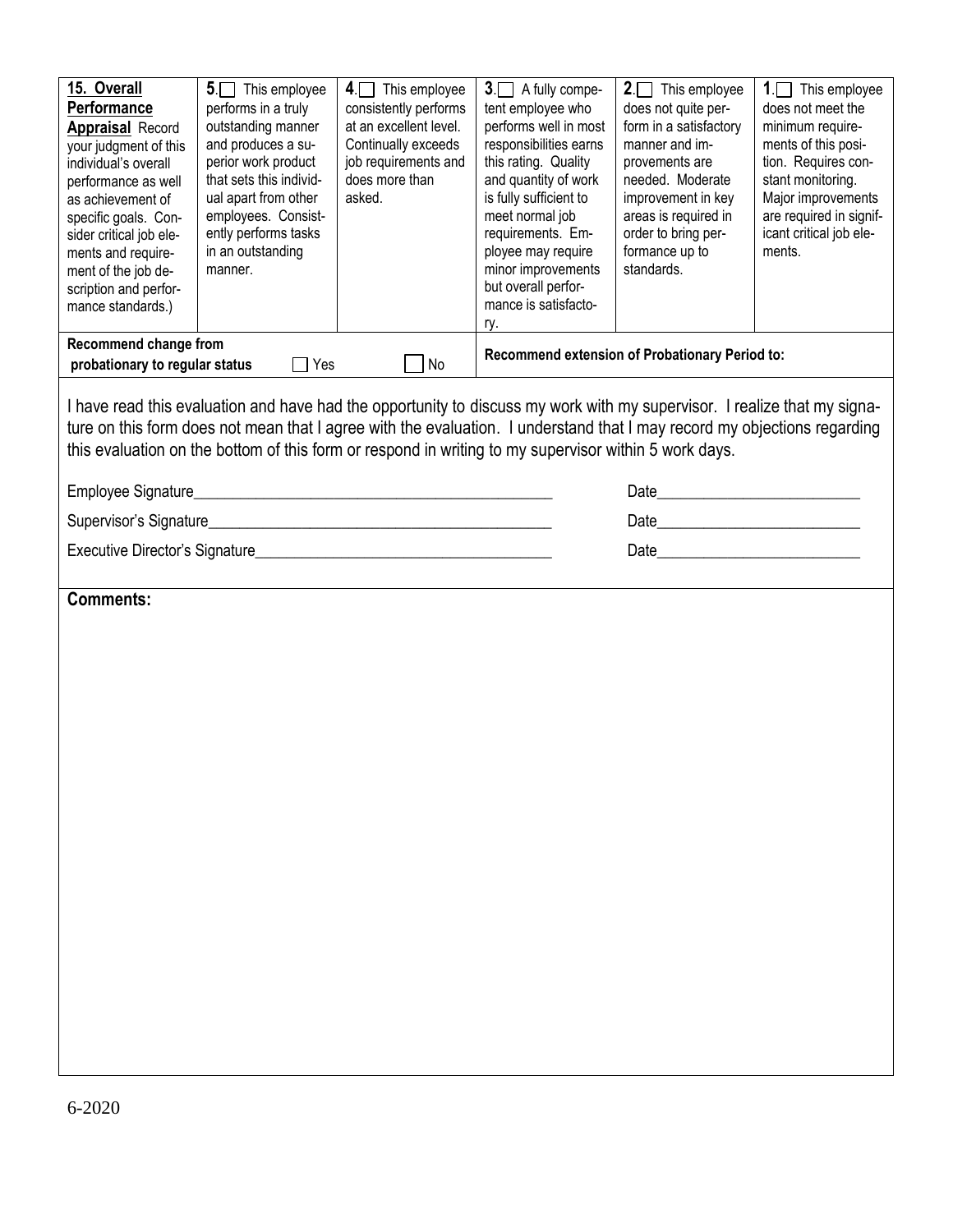| **15. Overall Performance Appraisal** Record your judgment of this individual's overall performance as well as achievement of specific goals. Consider critical job elements and requirement of the job description and performance standards.) | **5**. ☐ This employee performs in a truly outstanding manner and produces a superior work product that sets this individual apart from other employees. Consistently performs tasks in an outstanding manner. | **4**. ☐ This employee consistently performs at an excellent level. Continually exceeds job requirements and does more than asked. | **3**. ☐ A fully competent employee who performs well in most responsibilities earns this rating. Quality and quantity of work is fully sufficient to meet normal job requirements. Employee may require minor improvements but overall performance is satisfactory. | **2**. ☐ This employee does not quite perform in a satisfactory manner and improvements are needed. Moderate improvement in key areas is required in order to bring performance up to standards. | **1**. ☐ This employee does not meet the minimum requirements of this position. Requires constant monitoring. Major improvements are required in significant critical job elements. |
|---|---|---|---|---|---|
| **Recommend change from probationary to regular status** | ☐ Yes | ☐ No | **Recommend extension of Probationary Period to:** | | |

I have read this evaluation and have had the opportunity to discuss my work with my supervisor. I realize that my signature on this form does not mean that I agree with the evaluation. I understand that I may record my objections regarding this evaluation on the bottom of this form or respond in writing to my supervisor within 5 work days.

Employee Signature_______________________________________________ Date__________________________

Supervisor's Signature_____________________________________________ Date__________________________

Executive Director's Signature_______________________________________ Date__________________________

**Comments:**

6-2020